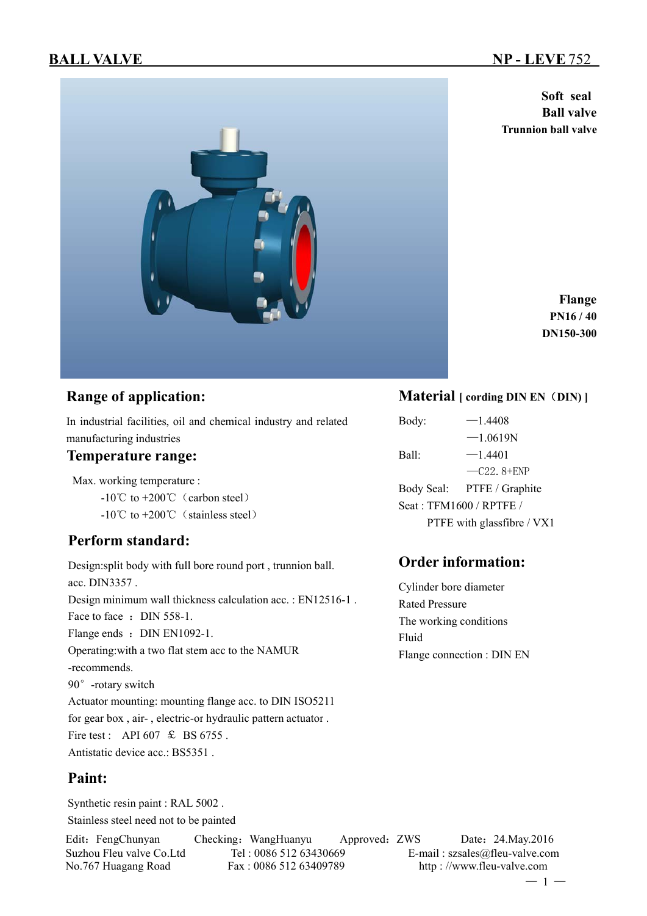# BALL VALVE

**NP - LEVE** 752

**Soft seal**
**Ball valve**
**Trunnion ball valve**

**Flange**
**PN16 / 40**
**DN150-300**

## Range of application:

In industrial facilities, oil and chemical industry and related manufacturing industries

## Temperature range:

Max. working temperature :

-10℃ to +200℃（carbon steel）

-10℃ to +200℃（stainless steel）

## Perform standard:

Design:split body with full bore round port , trunnion ball. acc. DIN3357 .

Design minimum wall thickness calculation acc. : EN12516-1 .

Face to face ： DIN 558-1.

Flange ends ： DIN EN1092-1.

Operating:with a two flat stem acc to the NAMUR -recommends.

90° -rotary switch

Actuator mounting: mounting flange acc. to DIN ISO5211 for gear box , air- , electric-or hydraulic pattern actuator .

Fire test : API 607 ＆ BS 6755 .

Antistatic device acc.: BS5351 .

## Paint:

Synthetic resin paint : RAL 5002 .

Stainless steel need not to be painted

## Material [ cording DIN EN（DIN) ]

Body: —1.4408
—1.0619N

Ball: —1.4401
—C22. 8+ENP

Body Seal: PTFE / Graphite

Seat : TFM1600 / RPTFE / PTFE with glassfibre / VX1

## Order information:

Cylinder bore diameter

Rated Pressure

The working conditions

Fluid

Flange connection : DIN EN

Edit：FengChunyan Checking：WangHuanyu Approved：ZWS Date：24.May.2016

Suzhou Fleu valve Co.Ltd Tel : 0086 512 63430669 E-mail : szsales@fleu-valve.com

No.767 Huagang Road Fax : 0086 512 63409789 http : //www.fleu-valve.com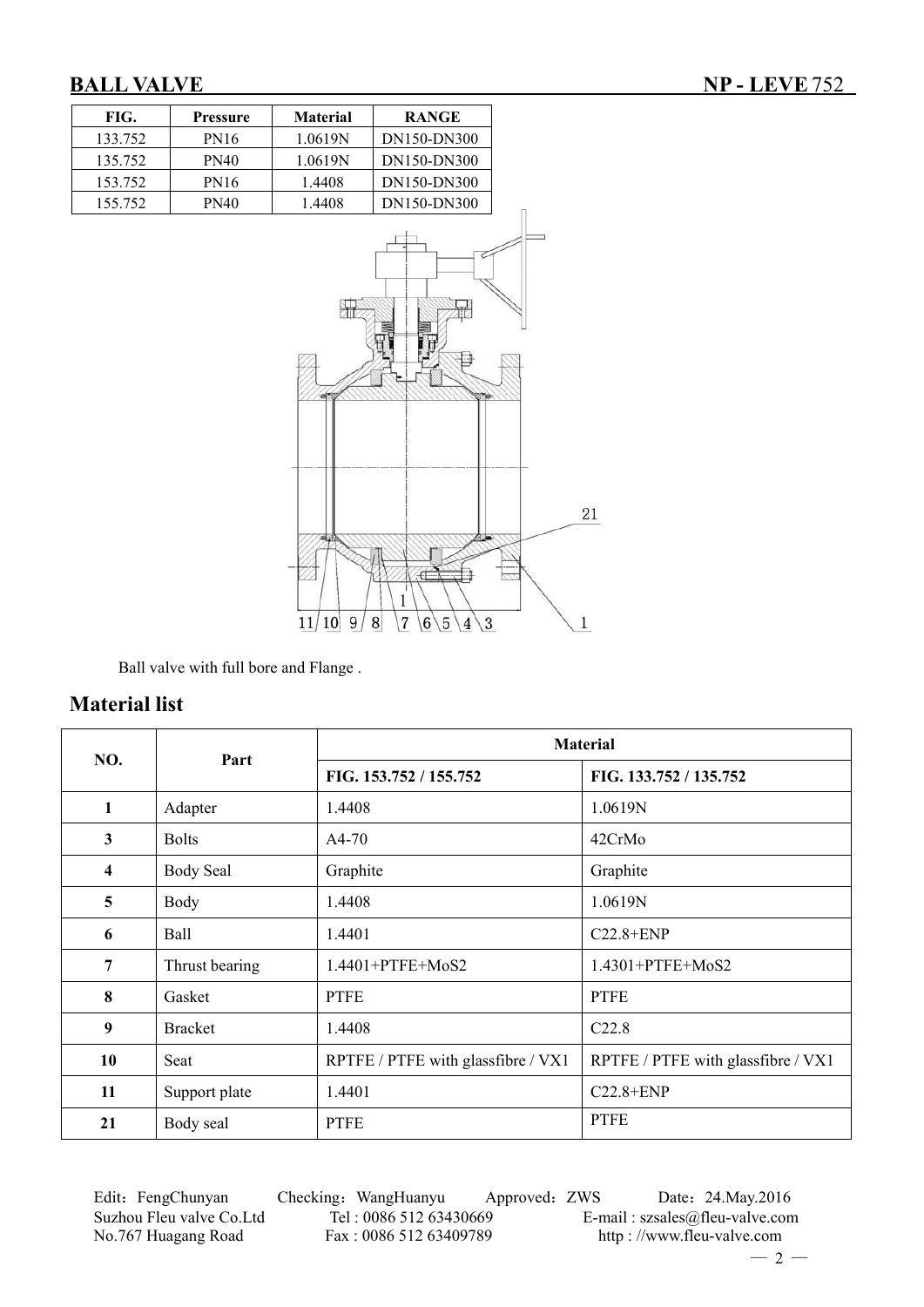# BALL VALVE NP - LEVE 752

| FIG. | Pressure | Material | RANGE |
| --- | --- | --- | --- |
| 133.752 | PN16 | 1.0619N | DN150-DN300 |
| 135.752 | PN40 | 1.0619N | DN150-DN300 |
| 153.752 | PN16 | 1.4408 | DN150-DN300 |
| 155.752 | PN40 | 1.4408 | DN150-DN300 |

Ball valve with full bore and Flange .

## Material list

| NO. | Part | Material | |
| --- | --- | --- | --- |
| | | FIG. 153.752 / 155.752 | FIG. 133.752 / 135.752 |
| 1 | Adapter | 1.4408 | 1.0619N |
| 3 | Bolts | A4-70 | 42CrMo |
| 4 | Body Seal | Graphite | Graphite |
| 5 | Body | 1.4408 | 1.0619N |
| 6 | Ball | 1.4401 | C22.8+ENP |
| 7 | Thrust bearing | 1.4401+PTFE+MoS2 | 1.4301+PTFE+MoS2 |
| 8 | Gasket | PTFE | PTFE |
| 9 | Bracket | 1.4408 | C22.8 |
| 10 | Seat | RPTFE / PTFE with glassfibre / VX1 | RPTFE / PTFE with glassfibre / VX1 |
| 11 | Support plate | 1.4401 | C22.8+ENP |
| 21 | Body seal | PTFE | PTFE |

Edit：FengChunyan Checking：WangHuanyu Approved：ZWS Date：24.May.2016
Suzhou Fleu valve Co.Ltd Tel : 0086 512 63430669 E-mail : szsales@fleu-valve.com
No.767 Huagang Road Fax : 0086 512 63409789 http : //www.fleu-valve.com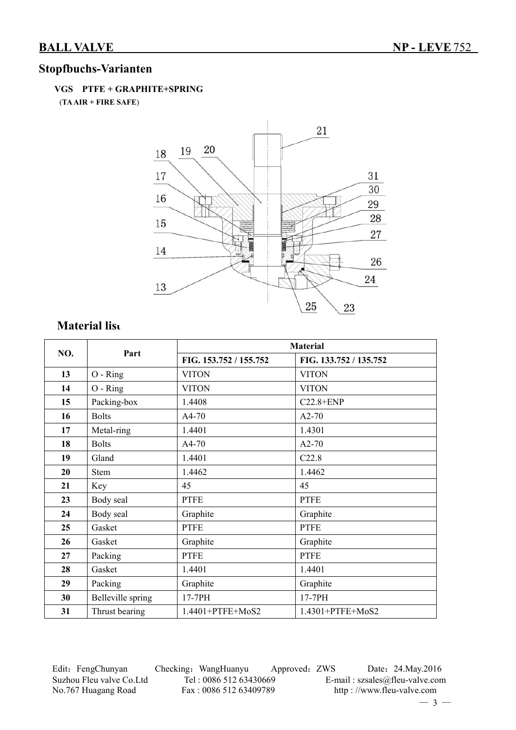## Stopfbuchs-Varianten

**VGS PTFE + GRAPHITE+SPRING**

(**TA AIR + FIRE SAFE**)

## Material list

| NO. | Part | Material | |
|---|---|---|---|
| | | FIG. 153.752 / 155.752 | FIG. 133.752 / 135.752 |
| 13 | O - Ring | VITON | VITON |
| 14 | O - Ring | VITON | VITON |
| 15 | Packing-box | 1.4408 | C22.8+ENP |
| 16 | Bolts | A4-70 | A2-70 |
| 17 | Metal-ring | 1.4401 | 1.4301 |
| 18 | Bolts | A4-70 | A2-70 |
| 19 | Gland | 1.4401 | C22.8 |
| 20 | Stem | 1.4462 | 1.4462 |
| 21 | Key | 45 | 45 |
| 23 | Body seal | PTFE | PTFE |
| 24 | Body seal | Graphite | Graphite |
| 25 | Gasket | PTFE | PTFE |
| 26 | Gasket | Graphite | Graphite |
| 27 | Packing | PTFE | PTFE |
| 28 | Gasket | 1.4401 | 1.4401 |
| 29 | Packing | Graphite | Graphite |
| 30 | Belleville spring | 17-7PH | 17-7PH |
| 31 | Thrust bearing | 1.4401+PTFE+MoS2 | 1.4301+PTFE+MoS2 |

Edit：FengChunyan Checking：WangHuanyu Approved：ZWS Date：24.May.2016

Suzhou Fleu valve Co.Ltd Tel : 0086 512 63430669 E-mail : szsales@fleu-valve.com

No.767 Huagang Road Fax : 0086 512 63409789 http : //www.fleu-valve.com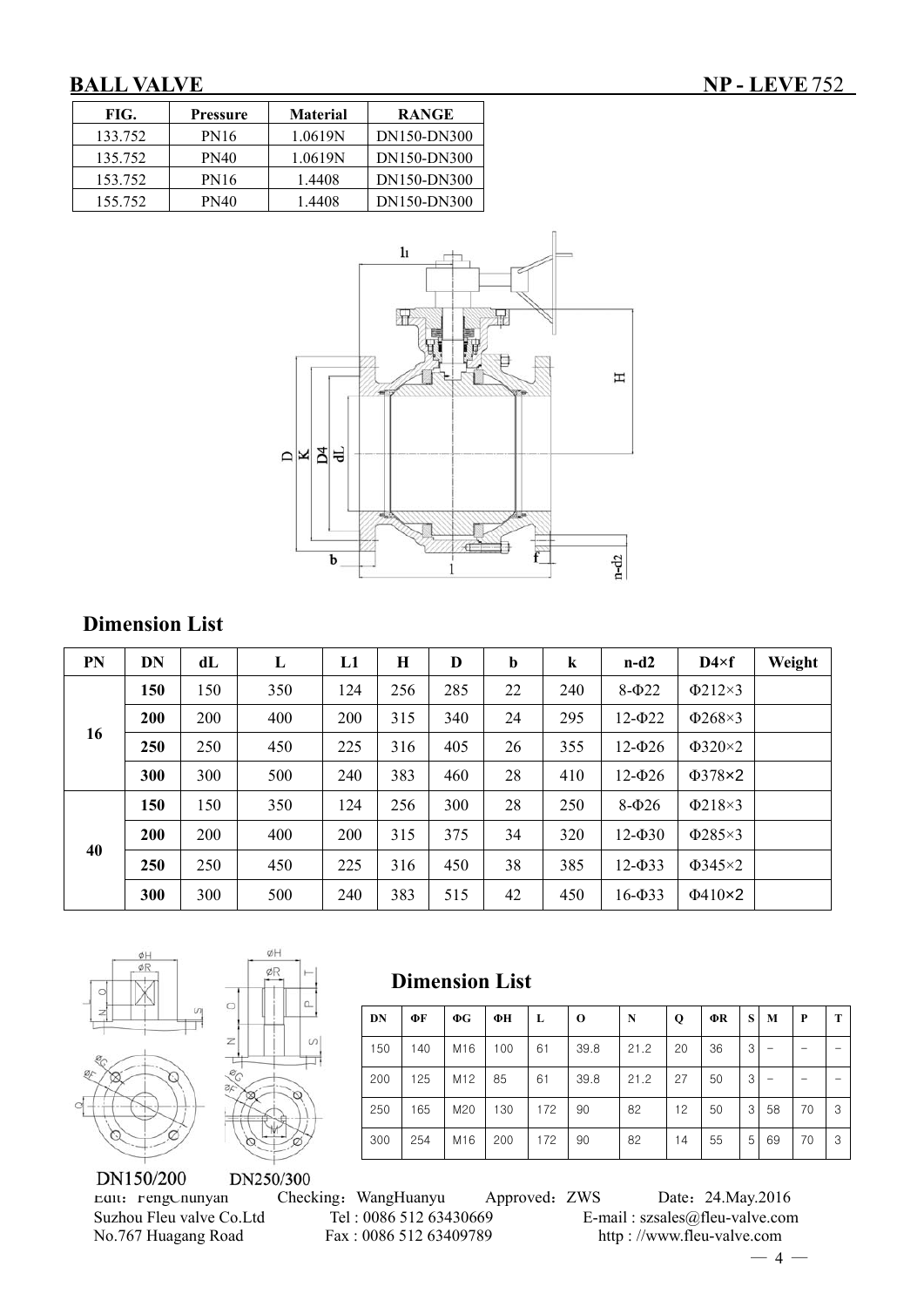# BALL VALVE

**NP - LEVE** 752

| FIG. | Pressure | Material | RANGE |
|---|---|---|---|
| 133.752 | PN16 | 1.0619N | DN150-DN300 |
| 135.752 | PN40 | 1.0619N | DN150-DN300 |
| 153.752 | PN16 | 1.4408 | DN150-DN300 |
| 155.752 | PN40 | 1.4408 | DN150-DN300 |

## Dimension List

| PN | DN | dL | L | L1 | H | D | b | k | n-d2 | D4×f | Weight |
|---|---|---|---|---|---|---|---|---|---|---|---|
| 16 | **150** | 150 | 350 | 124 | 256 | 285 | 22 | 240 | 8-Φ22 | Φ212×3 | |
| | **200** | 200 | 400 | 200 | 315 | 340 | 24 | 295 | 12-Φ22 | Φ268×3 | |
| | **250** | 250 | 450 | 225 | 316 | 405 | 26 | 355 | 12-Φ26 | Φ320×2 | |
| | **300** | 300 | 500 | 240 | 383 | 460 | 28 | 410 | 12-Φ26 | Φ378×2 | |
| 40 | **150** | 150 | 350 | 124 | 256 | 300 | 28 | 250 | 8-Φ26 | Φ218×3 | |
| | **200** | 200 | 400 | 200 | 315 | 375 | 34 | 320 | 12-Φ30 | Φ285×3 | |
| | **250** | 250 | 450 | 225 | 316 | 450 | 38 | 385 | 12-Φ33 | Φ345×2 | |
| | **300** | 300 | 500 | 240 | 383 | 515 | 42 | 450 | 16-Φ33 | Φ410×2 | |

DN150/200 DN250/300

## Dimension List

| DN | ΦF | ΦG | ΦH | L | O | N | Q | ΦR | S | M | P | T |
|---|---|---|---|---|---|---|---|---|---|---|---|---|
| 150 | 140 | M16 | 100 | 61 | 39.8 | 21.2 | 20 | 36 | 3 | – | – | – |
| 200 | 125 | M12 | 85 | 61 | 39.8 | 21.2 | 27 | 50 | 3 | – | – | – |
| 250 | 165 | M20 | 130 | 172 | 90 | 82 | 12 | 50 | 3 | 58 | 70 | 3 |
| 300 | 254 | M16 | 200 | 172 | 90 | 82 | 14 | 55 | 5 | 69 | 70 | 3 |

Edit：FengChunyan Checking：WangHuanyu Approved：ZWS Date：24.May.2016

Suzhou Fleu valve Co.Ltd Tel : 0086 512 63430669 E-mail : szsales@fleu-valve.com

No.767 Huagang Road Fax : 0086 512 63409789 http : //www.fleu-valve.com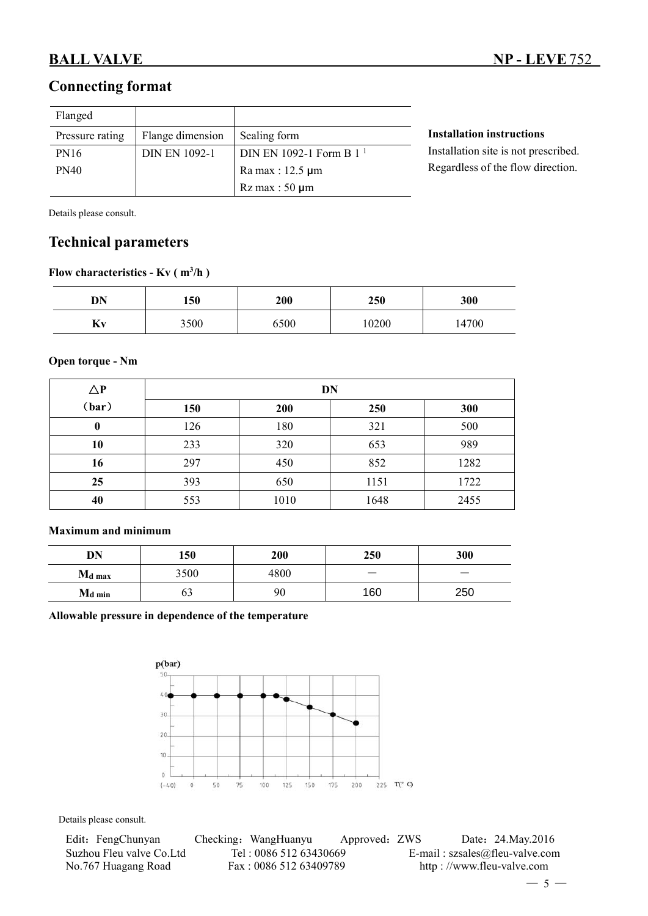## Connecting format

| Flanged | | |
|---|---|---|
| Pressure rating | Flange dimension | Sealing form |
| PN16<br>PN40 | DIN EN 1092-1 | DIN EN 1092-1 Form B 1 [1]<br>Ra max : 12.5 μm<br>Rz max : 50 μm |

**Installation instructions**

Installation site is not prescribed.
Regardless of the flow direction.

Details please consult.

## Technical parameters

**Flow characteristics - Kv ( $m^3/h$ )**

| DN | 150 | 200 | 250 | 300 |
|---|---|---|---|---|
| Kv | 3500 | 6500 | 10200 | 14700 |

**Open torque - Nm**

| △P (bar) | DN | | | |
|---|---|---|---|---|
| | 150 | 200 | 250 | 300 |
| **0** | 126 | 180 | 321 | 500 |
| **10** | 233 | 320 | 653 | 989 |
| **16** | 297 | 450 | 852 | 1282 |
| **25** | 393 | 650 | 1151 | 1722 |
| **40** | 553 | 1010 | 1648 | 2455 |

**Maximum and minimum**

| DN | 150 | 200 | 250 | 300 |
|---|---|---|---|---|
| $M_{d\ max}$ | 3500 | 4800 | — | — |
| $M_{d\ min}$ | 63 | 90 | 160 | 250 |

**Allowable pressure in dependence of the temperature**

p(bar)
50
40
30
20
10
0
(-40) 0 50 75 100 125 150 175 200 225 T(° C)

Details please consult.

Edit：FengChunyan Checking：WangHuanyu Approved：ZWS Date：24.May.2016
Suzhou Fleu valve Co.Ltd Tel : 0086 512 63430669 E-mail : szsales@fleu-valve.com
No.767 Huagang Road Fax : 0086 512 63409789 http : //www.fleu-valve.com